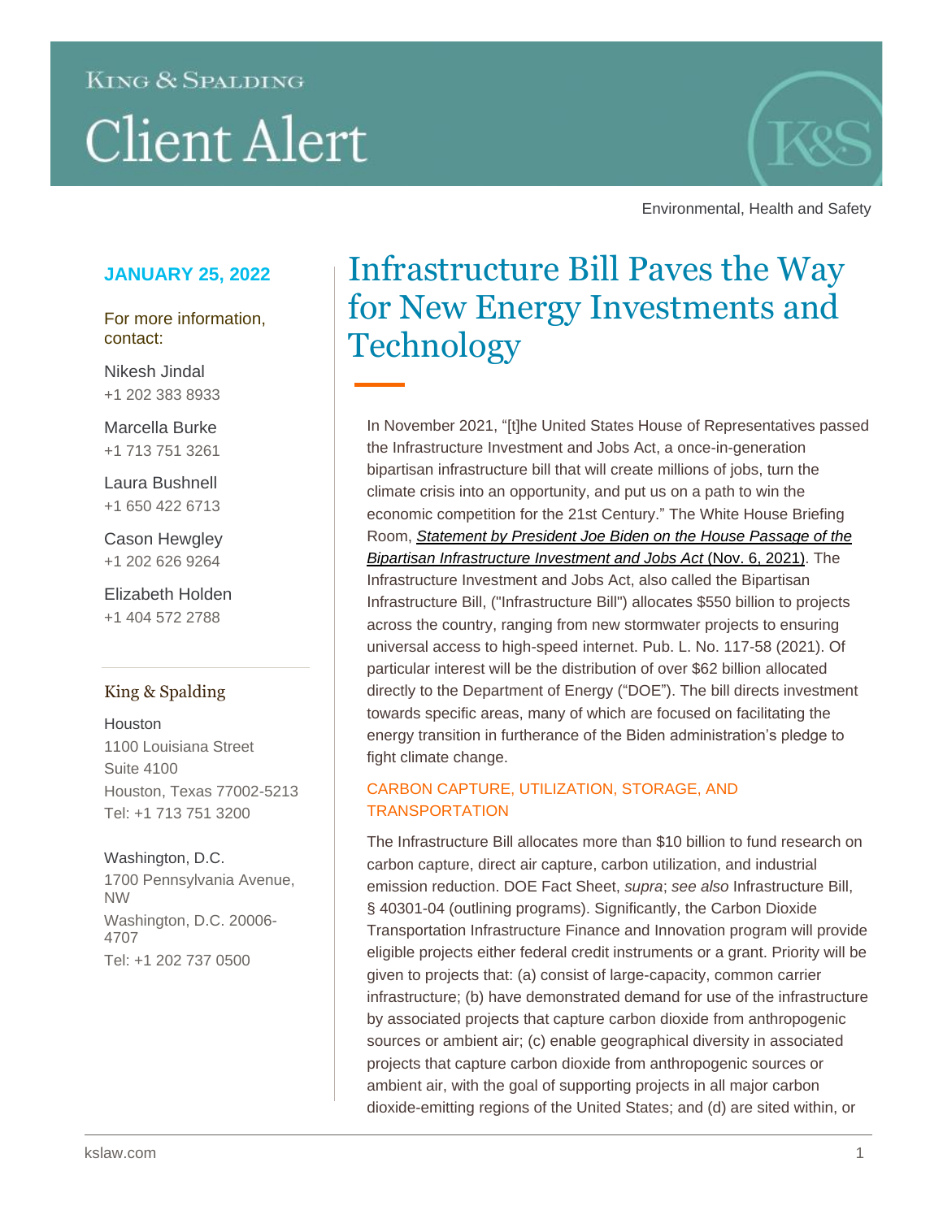King & Spalding

# Client Alert

Environmental, Health and Safety

**JANUARY 25, 2022**

For more information, contact:

Nikesh Jindal
+1 202 383 8933

Marcella Burke
+1 713 751 3261

Laura Bushnell
+1 650 422 6713

Cason Hewgley
+1 202 626 9264

Elizabeth Holden
+1 404 572 2788

King & Spalding

Houston
1100 Louisiana Street
Suite 4100
Houston, Texas 77002-5213
Tel: +1 713 751 3200

Washington, D.C.
1700 Pennsylvania Avenue, NW
Washington, D.C. 20006-4707
Tel: +1 202 737 0500

## Infrastructure Bill Paves the Way for New Energy Investments and Technology

In November 2021, "[t]he United States House of Representatives passed the Infrastructure Investment and Jobs Act, a once-in-generation bipartisan infrastructure bill that will create millions of jobs, turn the climate crisis into an opportunity, and put us on a path to win the economic competition for the 21st Century." The White House Briefing Room, *Statement by President Joe Biden on the House Passage of the Bipartisan Infrastructure Investment and Jobs Act* (Nov. 6, 2021). The Infrastructure Investment and Jobs Act, also called the Bipartisan Infrastructure Bill, ("Infrastructure Bill") allocates $550 billion to projects across the country, ranging from new stormwater projects to ensuring universal access to high-speed internet. Pub. L. No. 117-58 (2021). Of particular interest will be the distribution of over $62 billion allocated directly to the Department of Energy ("DOE"). The bill directs investment towards specific areas, many of which are focused on facilitating the energy transition in furtherance of the Biden administration's pledge to fight climate change.

### CARBON CAPTURE, UTILIZATION, STORAGE, AND TRANSPORTATION

The Infrastructure Bill allocates more than $10 billion to fund research on carbon capture, direct air capture, carbon utilization, and industrial emission reduction. DOE Fact Sheet, *supra*; *see also* Infrastructure Bill, § 40301-04 (outlining programs). Significantly, the Carbon Dioxide Transportation Infrastructure Finance and Innovation program will provide eligible projects either federal credit instruments or a grant. Priority will be given to projects that: (a) consist of large-capacity, common carrier infrastructure; (b) have demonstrated demand for use of the infrastructure by associated projects that capture carbon dioxide from anthropogenic sources or ambient air; (c) enable geographical diversity in associated projects that capture carbon dioxide from anthropogenic sources or ambient air, with the goal of supporting projects in all major carbon dioxide-emitting regions of the United States; and (d) are sited within, or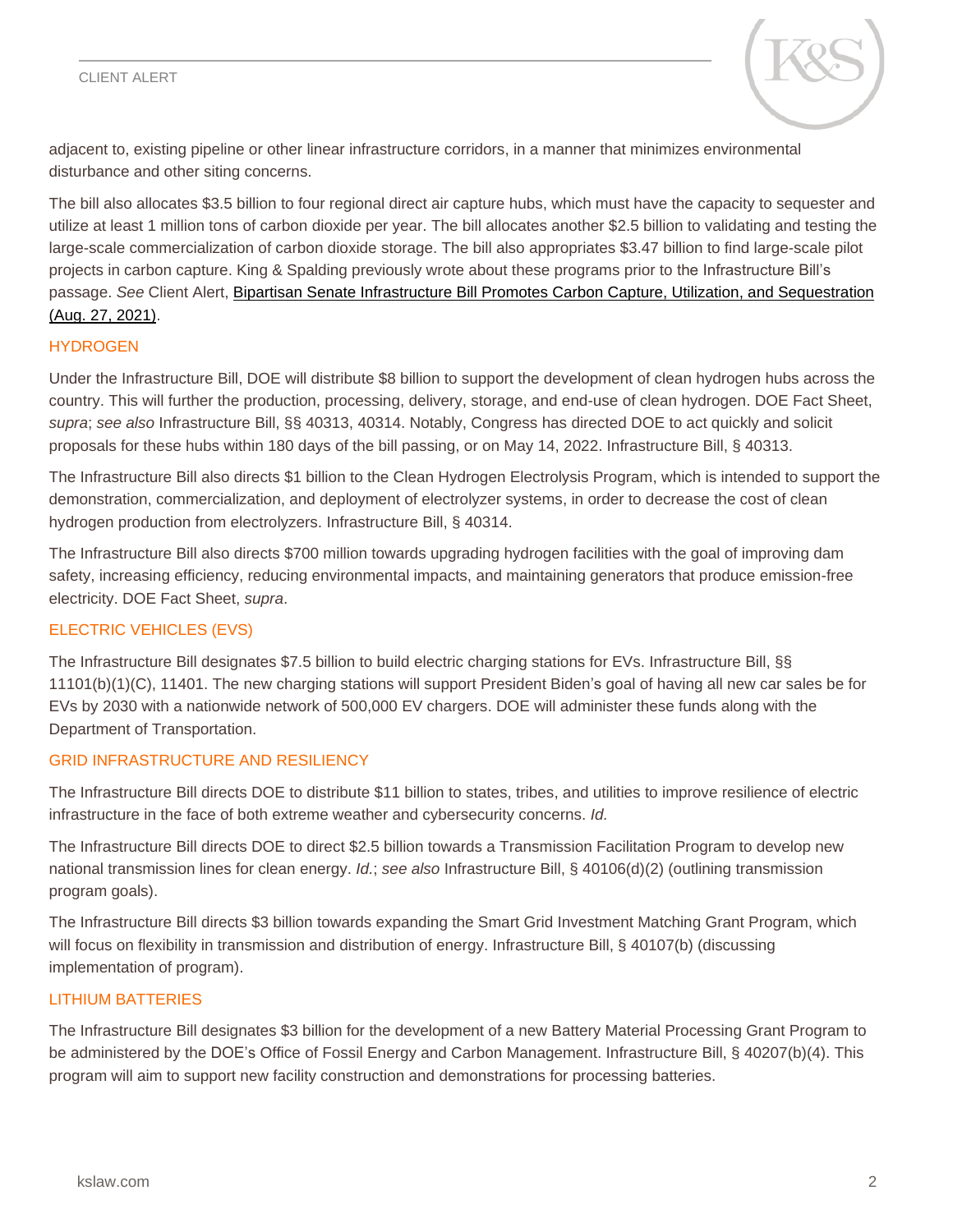adjacent to, existing pipeline or other linear infrastructure corridors, in a manner that minimizes environmental disturbance and other siting concerns.

The bill also allocates $3.5 billion to four regional direct air capture hubs, which must have the capacity to sequester and utilize at least 1 million tons of carbon dioxide per year. The bill allocates another $2.5 billion to validating and testing the large-scale commercialization of carbon dioxide storage. The bill also appropriates $3.47 billion to find large-scale pilot projects in carbon capture. King & Spalding previously wrote about these programs prior to the Infrastructure Bill's passage. *See* Client Alert, Bipartisan Senate Infrastructure Bill Promotes Carbon Capture, Utilization, and Sequestration (Aug. 27, 2021).

## HYDROGEN

Under the Infrastructure Bill, DOE will distribute $8 billion to support the development of clean hydrogen hubs across the country. This will further the production, processing, delivery, storage, and end-use of clean hydrogen. DOE Fact Sheet, *supra*; *see also* Infrastructure Bill, §§ 40313, 40314. Notably, Congress has directed DOE to act quickly and solicit proposals for these hubs within 180 days of the bill passing, or on May 14, 2022. Infrastructure Bill, § 40313.

The Infrastructure Bill also directs $1 billion to the Clean Hydrogen Electrolysis Program, which is intended to support the demonstration, commercialization, and deployment of electrolyzer systems, in order to decrease the cost of clean hydrogen production from electrolyzers. Infrastructure Bill, § 40314.

The Infrastructure Bill also directs $700 million towards upgrading hydrogen facilities with the goal of improving dam safety, increasing efficiency, reducing environmental impacts, and maintaining generators that produce emission-free electricity. DOE Fact Sheet, *supra*.

## ELECTRIC VEHICLES (EVS)

The Infrastructure Bill designates $7.5 billion to build electric charging stations for EVs. Infrastructure Bill, §§ 11101(b)(1)(C), 11401. The new charging stations will support President Biden's goal of having all new car sales be for EVs by 2030 with a nationwide network of 500,000 EV chargers. DOE will administer these funds along with the Department of Transportation.

## GRID INFRASTRUCTURE AND RESILIENCY

The Infrastructure Bill directs DOE to distribute $11 billion to states, tribes, and utilities to improve resilience of electric infrastructure in the face of both extreme weather and cybersecurity concerns. *Id.*

The Infrastructure Bill directs DOE to direct $2.5 billion towards a Transmission Facilitation Program to develop new national transmission lines for clean energy. *Id.*; *see also* Infrastructure Bill, § 40106(d)(2) (outlining transmission program goals).

The Infrastructure Bill directs $3 billion towards expanding the Smart Grid Investment Matching Grant Program, which will focus on flexibility in transmission and distribution of energy. Infrastructure Bill, § 40107(b) (discussing implementation of program).

## LITHIUM BATTERIES

The Infrastructure Bill designates $3 billion for the development of a new Battery Material Processing Grant Program to be administered by the DOE's Office of Fossil Energy and Carbon Management. Infrastructure Bill, § 40207(b)(4). This program will aim to support new facility construction and demonstrations for processing batteries.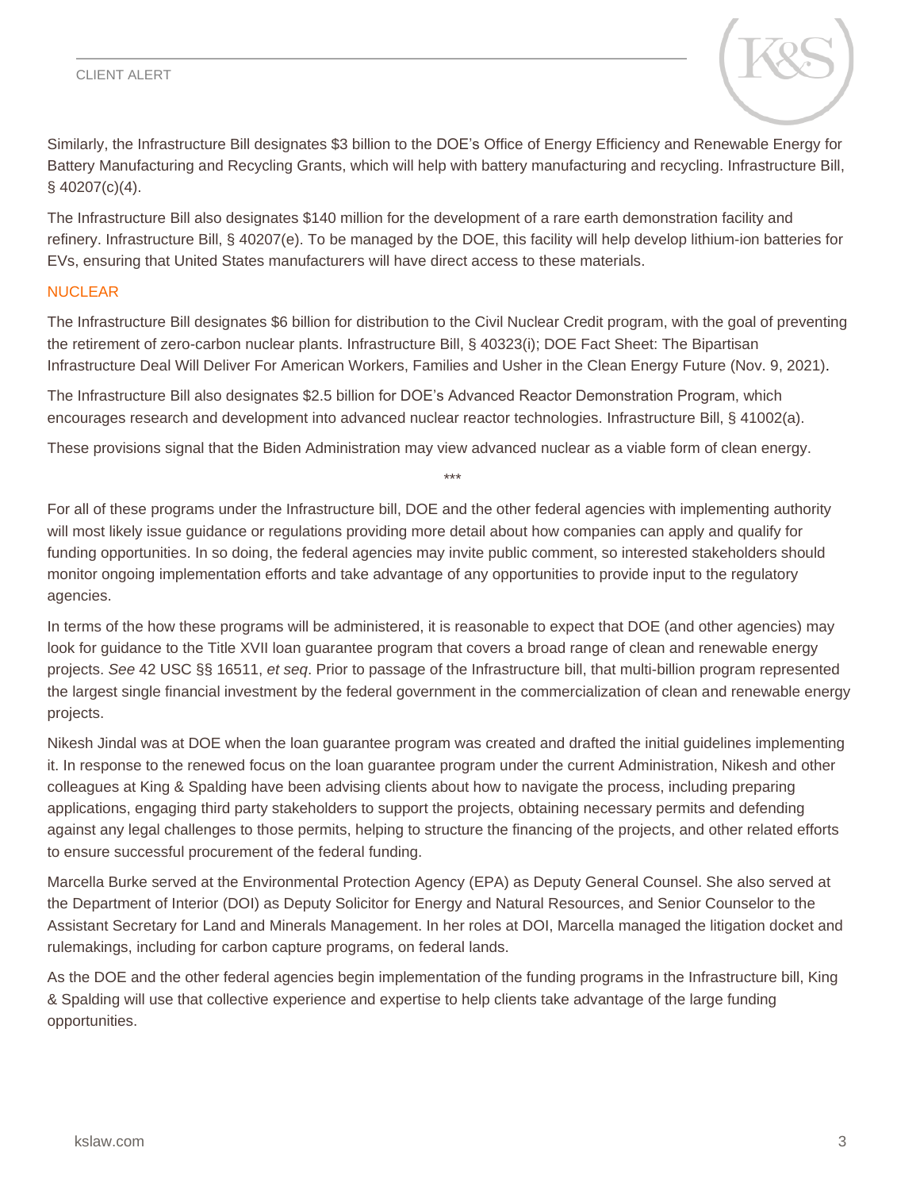Similarly, the Infrastructure Bill designates $3 billion to the DOE's Office of Energy Efficiency and Renewable Energy for Battery Manufacturing and Recycling Grants, which will help with battery manufacturing and recycling. Infrastructure Bill, § 40207(c)(4).

The Infrastructure Bill also designates $140 million for the development of a rare earth demonstration facility and refinery. Infrastructure Bill, § 40207(e). To be managed by the DOE, this facility will help develop lithium-ion batteries for EVs, ensuring that United States manufacturers will have direct access to these materials.

### NUCLEAR

The Infrastructure Bill designates $6 billion for distribution to the Civil Nuclear Credit program, with the goal of preventing the retirement of zero-carbon nuclear plants. Infrastructure Bill, § 40323(i); DOE Fact Sheet: The Bipartisan Infrastructure Deal Will Deliver For American Workers, Families and Usher in the Clean Energy Future (Nov. 9, 2021).

The Infrastructure Bill also designates $2.5 billion for DOE's Advanced Reactor Demonstration Program, which encourages research and development into advanced nuclear reactor technologies. Infrastructure Bill, § 41002(a).

These provisions signal that the Biden Administration may view advanced nuclear as a viable form of clean energy.

\*\*\*

For all of these programs under the Infrastructure bill, DOE and the other federal agencies with implementing authority will most likely issue guidance or regulations providing more detail about how companies can apply and qualify for funding opportunities. In so doing, the federal agencies may invite public comment, so interested stakeholders should monitor ongoing implementation efforts and take advantage of any opportunities to provide input to the regulatory agencies.

In terms of the how these programs will be administered, it is reasonable to expect that DOE (and other agencies) may look for guidance to the Title XVII loan guarantee program that covers a broad range of clean and renewable energy projects. *See* 42 USC §§ 16511, *et seq*. Prior to passage of the Infrastructure bill, that multi-billion program represented the largest single financial investment by the federal government in the commercialization of clean and renewable energy projects.

Nikesh Jindal was at DOE when the loan guarantee program was created and drafted the initial guidelines implementing it. In response to the renewed focus on the loan guarantee program under the current Administration, Nikesh and other colleagues at King & Spalding have been advising clients about how to navigate the process, including preparing applications, engaging third party stakeholders to support the projects, obtaining necessary permits and defending against any legal challenges to those permits, helping to structure the financing of the projects, and other related efforts to ensure successful procurement of the federal funding.

Marcella Burke served at the Environmental Protection Agency (EPA) as Deputy General Counsel. She also served at the Department of Interior (DOI) as Deputy Solicitor for Energy and Natural Resources, and Senior Counselor to the Assistant Secretary for Land and Minerals Management. In her roles at DOI, Marcella managed the litigation docket and rulemakings, including for carbon capture programs, on federal lands.

As the DOE and the other federal agencies begin implementation of the funding programs in the Infrastructure bill, King & Spalding will use that collective experience and expertise to help clients take advantage of the large funding opportunities.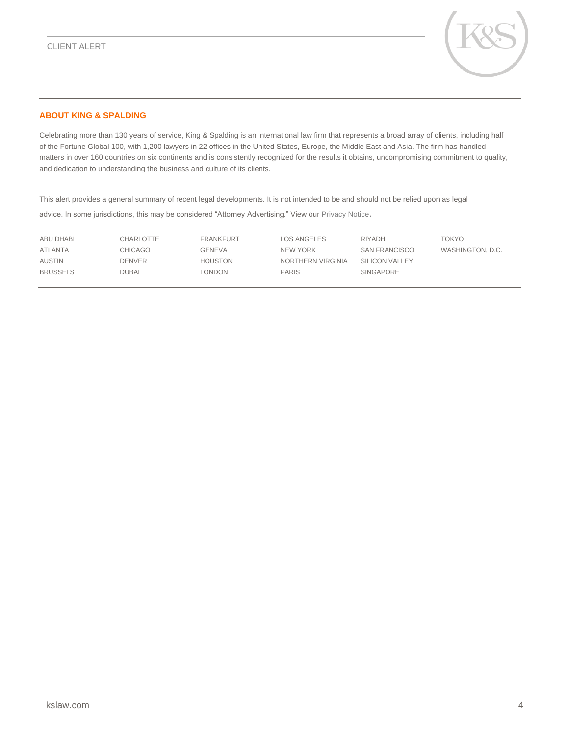## ABOUT KING & SPALDING

Celebrating more than 130 years of service, King & Spalding is an international law firm that represents a broad array of clients, including half of the Fortune Global 100, with 1,200 lawyers in 22 offices in the United States, Europe, the Middle East and Asia. The firm has handled matters in over 160 countries on six continents and is consistently recognized for the results it obtains, uncompromising commitment to quality, and dedication to understanding the business and culture of its clients.

This alert provides a general summary of recent legal developments. It is not intended to be and should not be relied upon as legal advice. In some jurisdictions, this may be considered "Attorney Advertising." View our Privacy Notice.

| | | | | | |
|---|---|---|---|---|---|
| ABU DHABI | CHARLOTTE | FRANKFURT | LOS ANGELES | RIYADH | TOKYO |
| ATLANTA | CHICAGO | GENEVA | NEW YORK | SAN FRANCISCO | WASHINGTON, D.C. |
| AUSTIN | DENVER | HOUSTON | NORTHERN VIRGINIA | SILICON VALLEY | |
| BRUSSELS | DUBAI | LONDON | PARIS | SINGAPORE | |